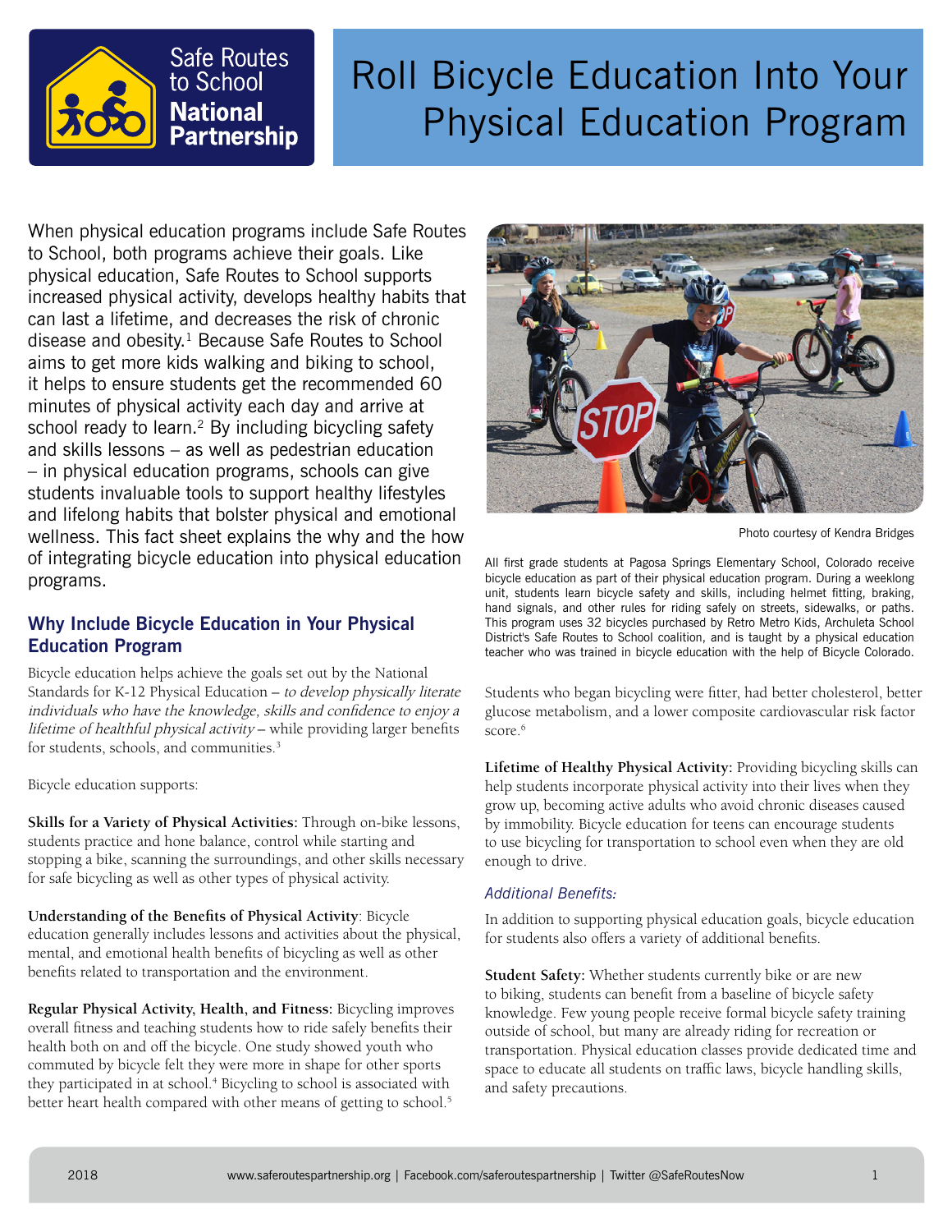Safe Routes to School National Partnership

# Roll Bicycle Education Into Your Physical Education Program

When physical education programs include Safe Routes to School, both programs achieve their goals. Like physical education, Safe Routes to School supports increased physical activity, develops healthy habits that can last a lifetime, and decreases the risk of chronic disease and obesity.[1] Because Safe Routes to School aims to get more kids walking and biking to school, it helps to ensure students get the recommended 60 minutes of physical activity each day and arrive at school ready to learn.[2] By including bicycling safety and skills lessons – as well as pedestrian education – in physical education programs, schools can give students invaluable tools to support healthy lifestyles and lifelong habits that bolster physical and emotional wellness. This fact sheet explains the why and the how of integrating bicycle education into physical education programs.

Photo courtesy of Kendra Bridges

All first grade students at Pagosa Springs Elementary School, Colorado receive bicycle education as part of their physical education program. During a weeklong unit, students learn bicycle safety and skills, including helmet fitting, braking, hand signals, and other rules for riding safely on streets, sidewalks, or paths. This program uses 32 bicycles purchased by Retro Metro Kids, Archuleta School District's Safe Routes to School coalition, and is taught by a physical education teacher who was trained in bicycle education with the help of Bicycle Colorado.

## Why Include Bicycle Education in Your Physical Education Program

Bicycle education helps achieve the goals set out by the National Standards for K-12 Physical Education – *to develop physically literate individuals who have the knowledge, skills and confidence to enjoy a lifetime of healthful physical activity* – while providing larger benefits for students, schools, and communities.[3]

Bicycle education supports:

**Skills for a Variety of Physical Activities:** Through on-bike lessons, students practice and hone balance, control while starting and stopping a bike, scanning the surroundings, and other skills necessary for safe bicycling as well as other types of physical activity.

**Understanding of the Benefits of Physical Activity**: Bicycle education generally includes lessons and activities about the physical, mental, and emotional health benefits of bicycling as well as other benefits related to transportation and the environment.

**Regular Physical Activity, Health, and Fitness:** Bicycling improves overall fitness and teaching students how to ride safely benefits their health both on and off the bicycle. One study showed youth who commuted by bicycle felt they were more in shape for other sports they participated in at school.[4] Bicycling to school is associated with better heart health compared with other means of getting to school.[5] Students who began bicycling were fitter, had better cholesterol, better glucose metabolism, and a lower composite cardiovascular risk factor score.[6]

**Lifetime of Healthy Physical Activity:** Providing bicycling skills can help students incorporate physical activity into their lives when they grow up, becoming active adults who avoid chronic diseases caused by immobility. Bicycle education for teens can encourage students to use bicycling for transportation to school even when they are old enough to drive.

### *Additional Benefits:*

In addition to supporting physical education goals, bicycle education for students also offers a variety of additional benefits.

**Student Safety:** Whether students currently bike or are new to biking, students can benefit from a baseline of bicycle safety knowledge. Few young people receive formal bicycle safety training outside of school, but many are already riding for recreation or transportation. Physical education classes provide dedicated time and space to educate all students on traffic laws, bicycle handling skills, and safety precautions.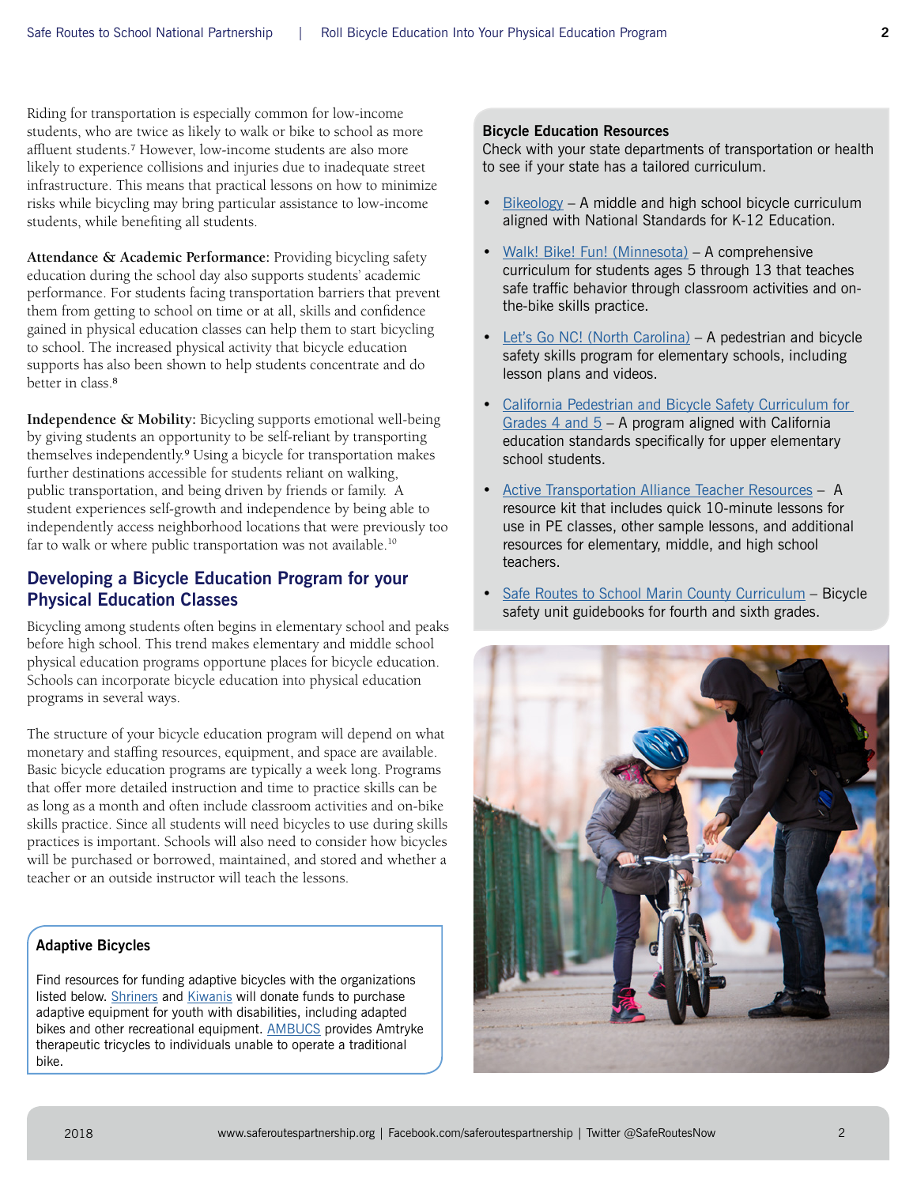Riding for transportation is especially common for low-income students, who are twice as likely to walk or bike to school as more affluent students.[7] However, low-income students are also more likely to experience collisions and injuries due to inadequate street infrastructure. This means that practical lessons on how to minimize risks while bicycling may bring particular assistance to low-income students, while benefiting all students.

**Attendance & Academic Performance:** Providing bicycling safety education during the school day also supports students' academic performance. For students facing transportation barriers that prevent them from getting to school on time or at all, skills and confidence gained in physical education classes can help them to start bicycling to school. The increased physical activity that bicycle education supports has also been shown to help students concentrate and do better in class.[8]

**Independence & Mobility:** Bicycling supports emotional well-being by giving students an opportunity to be self-reliant by transporting themselves independently.[9] Using a bicycle for transportation makes further destinations accessible for students reliant on walking, public transportation, and being driven by friends or family. A student experiences self-growth and independence by being able to independently access neighborhood locations that were previously too far to walk or where public transportation was not available.[10]

## Developing a Bicycle Education Program for your Physical Education Classes

Bicycling among students often begins in elementary school and peaks before high school. This trend makes elementary and middle school physical education programs opportune places for bicycle education. Schools can incorporate bicycle education into physical education programs in several ways.

The structure of your bicycle education program will depend on what monetary and staffing resources, equipment, and space are available. Basic bicycle education programs are typically a week long. Programs that offer more detailed instruction and time to practice skills can be as long as a month and often include classroom activities and on-bike skills practice. Since all students will need bicycles to use during skills practices is important. Schools will also need to consider how bicycles will be purchased or borrowed, maintained, and stored and whether a teacher or an outside instructor will teach the lessons.

**Adaptive Bicycles**

Find resources for funding adaptive bicycles with the organizations listed below. Shriners and Kiwanis will donate funds to purchase adaptive equipment for youth with disabilities, including adapted bikes and other recreational equipment. AMBUCS provides Amtryke therapeutic tricycles to individuals unable to operate a traditional bike.

**Bicycle Education Resources**

Check with your state departments of transportation or health to see if your state has a tailored curriculum.

- Bikeology – A middle and high school bicycle curriculum aligned with National Standards for K-12 Education.
- Walk! Bike! Fun! (Minnesota) – A comprehensive curriculum for students ages 5 through 13 that teaches safe traffic behavior through classroom activities and on-the-bike skills practice.
- Let's Go NC! (North Carolina) – A pedestrian and bicycle safety skills program for elementary schools, including lesson plans and videos.
- California Pedestrian and Bicycle Safety Curriculum for Grades 4 and 5 – A program aligned with California education standards specifically for upper elementary school students.
- Active Transportation Alliance Teacher Resources – A resource kit that includes quick 10-minute lessons for use in PE classes, other sample lessons, and additional resources for elementary, middle, and high school teachers.
- Safe Routes to School Marin County Curriculum – Bicycle safety unit guidebooks for fourth and sixth grades.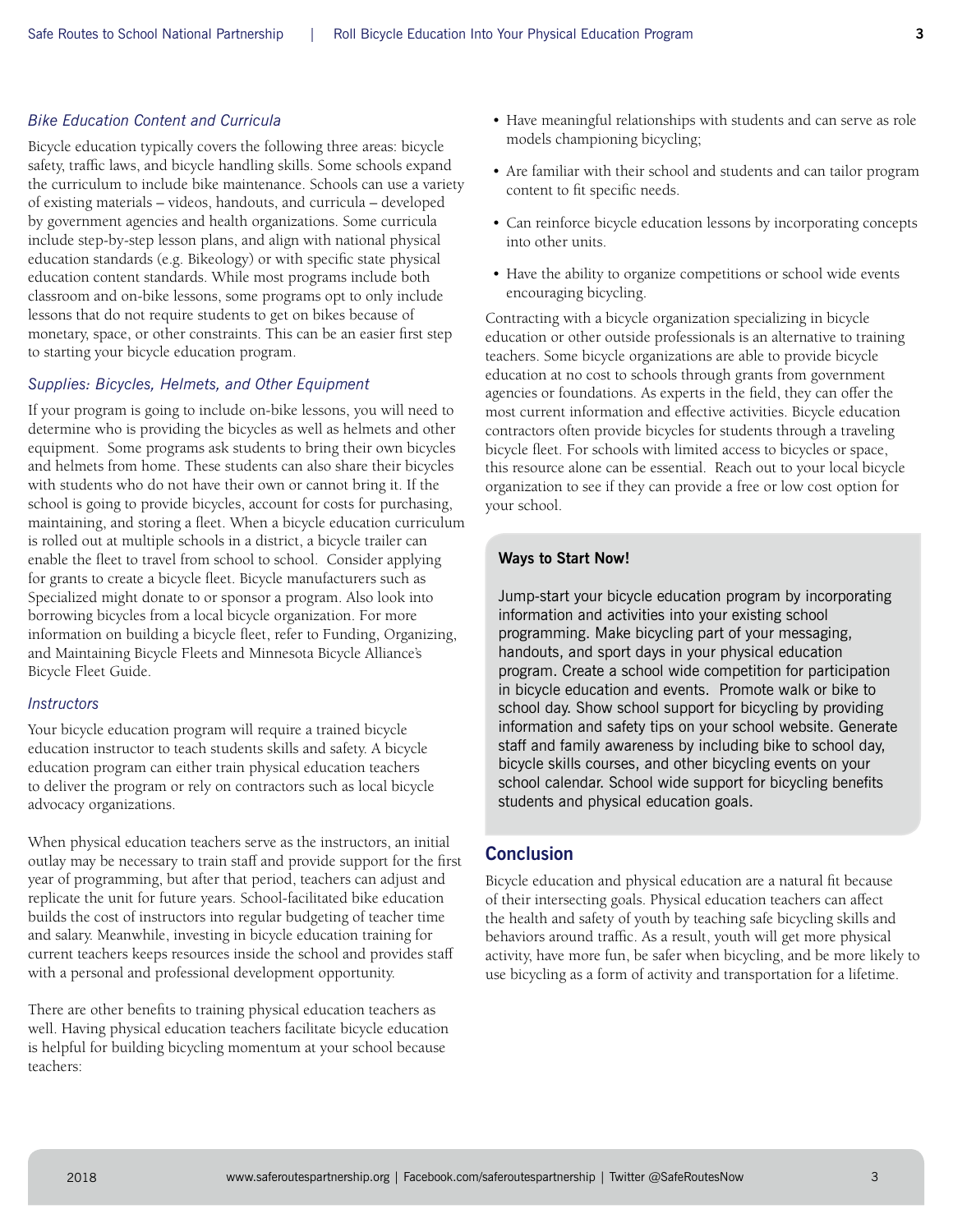### *Bike Education Content and Curricula*

Bicycle education typically covers the following three areas: bicycle safety, traffic laws, and bicycle handling skills. Some schools expand the curriculum to include bike maintenance. Schools can use a variety of existing materials – videos, handouts, and curricula – developed by government agencies and health organizations. Some curricula include step-by-step lesson plans, and align with national physical education standards (e.g. Bikeology) or with specific state physical education content standards. While most programs include both classroom and on-bike lessons, some programs opt to only include lessons that do not require students to get on bikes because of monetary, space, or other constraints. This can be an easier first step to starting your bicycle education program.

### *Supplies: Bicycles, Helmets, and Other Equipment*

If your program is going to include on-bike lessons, you will need to determine who is providing the bicycles as well as helmets and other equipment. Some programs ask students to bring their own bicycles and helmets from home. These students can also share their bicycles with students who do not have their own or cannot bring it. If the school is going to provide bicycles, account for costs for purchasing, maintaining, and storing a fleet. When a bicycle education curriculum is rolled out at multiple schools in a district, a bicycle trailer can enable the fleet to travel from school to school. Consider applying for grants to create a bicycle fleet. Bicycle manufacturers such as Specialized might donate to or sponsor a program. Also look into borrowing bicycles from a local bicycle organization. For more information on building a bicycle fleet, refer to Funding, Organizing, and Maintaining Bicycle Fleets and Minnesota Bicycle Alliance's Bicycle Fleet Guide.

### *Instructors*

Your bicycle education program will require a trained bicycle education instructor to teach students skills and safety. A bicycle education program can either train physical education teachers to deliver the program or rely on contractors such as local bicycle advocacy organizations.

When physical education teachers serve as the instructors, an initial outlay may be necessary to train staff and provide support for the first year of programming, but after that period, teachers can adjust and replicate the unit for future years. School-facilitated bike education builds the cost of instructors into regular budgeting of teacher time and salary. Meanwhile, investing in bicycle education training for current teachers keeps resources inside the school and provides staff with a personal and professional development opportunity.

There are other benefits to training physical education teachers as well. Having physical education teachers facilitate bicycle education is helpful for building bicycling momentum at your school because teachers:

- Have meaningful relationships with students and can serve as role models championing bicycling;
- Are familiar with their school and students and can tailor program content to fit specific needs.
- Can reinforce bicycle education lessons by incorporating concepts into other units.
- Have the ability to organize competitions or school wide events encouraging bicycling.

Contracting with a bicycle organization specializing in bicycle education or other outside professionals is an alternative to training teachers. Some bicycle organizations are able to provide bicycle education at no cost to schools through grants from government agencies or foundations. As experts in the field, they can offer the most current information and effective activities. Bicycle education contractors often provide bicycles for students through a traveling bicycle fleet. For schools with limited access to bicycles or space, this resource alone can be essential. Reach out to your local bicycle organization to see if they can provide a free or low cost option for your school.

**Ways to Start Now!**

Jump-start your bicycle education program by incorporating information and activities into your existing school programming. Make bicycling part of your messaging, handouts, and sport days in your physical education program. Create a school wide competition for participation in bicycle education and events. Promote walk or bike to school day. Show school support for bicycling by providing information and safety tips on your school website. Generate staff and family awareness by including bike to school day, bicycle skills courses, and other bicycling events on your school calendar. School wide support for bicycling benefits students and physical education goals.

## Conclusion

Bicycle education and physical education are a natural fit because of their intersecting goals. Physical education teachers can affect the health and safety of youth by teaching safe bicycling skills and behaviors around traffic. As a result, youth will get more physical activity, have more fun, be safer when bicycling, and be more likely to use bicycling as a form of activity and transportation for a lifetime.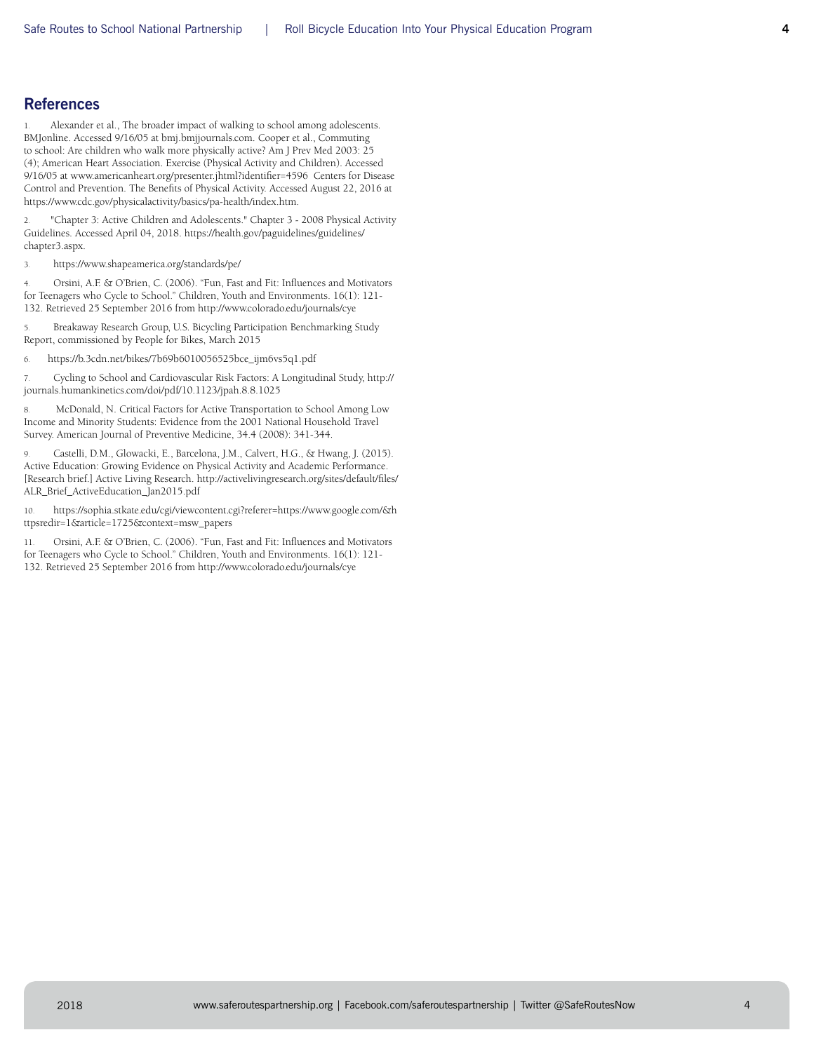## References

1. Alexander et al., The broader impact of walking to school among adolescents. BMJonline. Accessed 9/16/05 at bmj.bmjjournals.com. Cooper et al., Commuting to school: Are children who walk more physically active? Am J Prev Med 2003: 25 (4); American Heart Association. Exercise (Physical Activity and Children). Accessed 9/16/05 at www.americanheart.org/presenter.jhtml?identifier=4596 Centers for Disease Control and Prevention. The Benefits of Physical Activity. Accessed August 22, 2016 at https://www.cdc.gov/physicalactivity/basics/pa-health/index.htm.

2. "Chapter 3: Active Children and Adolescents." Chapter 3 - 2008 Physical Activity Guidelines. Accessed April 04, 2018. https://health.gov/paguidelines/guidelines/chapter3.aspx.

3. https://www.shapeamerica.org/standards/pe/

4. Orsini, A.F. & O'Brien, C. (2006). "Fun, Fast and Fit: Influences and Motivators for Teenagers who Cycle to School." Children, Youth and Environments. 16(1): 121-132. Retrieved 25 September 2016 from http://www.colorado.edu/journals/cye

5. Breakaway Research Group, U.S. Bicycling Participation Benchmarking Study Report, commissioned by People for Bikes, March 2015

6. https://b.3cdn.net/bikes/7b69b6010056525bce_ijm6vs5q1.pdf

7. Cycling to School and Cardiovascular Risk Factors: A Longitudinal Study, http://journals.humankinetics.com/doi/pdf/10.1123/jpah.8.8.1025

8. McDonald, N. Critical Factors for Active Transportation to School Among Low Income and Minority Students: Evidence from the 2001 National Household Travel Survey. American Journal of Preventive Medicine, 34.4 (2008): 341-344.

9. Castelli, D.M., Glowacki, E., Barcelona, J.M., Calvert, H.G., & Hwang, J. (2015). Active Education: Growing Evidence on Physical Activity and Academic Performance. [Research brief.] Active Living Research. http://activelivingresearch.org/sites/default/files/ALR_Brief_ActiveEducation_Jan2015.pdf

10. https://sophia.stkate.edu/cgi/viewcontent.cgi?referer=https://www.google.com/&httpsredir=1&article=1725&context=msw_papers

11. Orsini, A.F. & O'Brien, C. (2006). "Fun, Fast and Fit: Influences and Motivators for Teenagers who Cycle to School." Children, Youth and Environments. 16(1): 121-132. Retrieved 25 September 2016 from http://www.colorado.edu/journals/cye